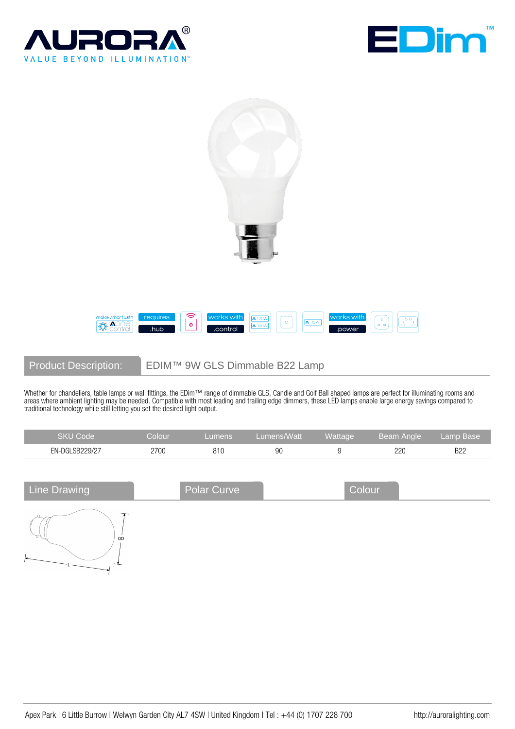## Product Description: EDIM™ 9W GLS Dimmable B22 Lamp

Whether for chandeliers, table lamps or wall fittings, the EDim™ range of dimmable GLS, Candle and Golf Ball shaped lamps are perfect for illuminating rooms and areas where ambient lighting may be needed. Compatible with most leading and trailing edge dimmers, these LED lamps enable large energy savings compared to traditional technology while still letting you set the desired light output.

| SKU Code | Colour | Lumens | Lumens/Watt | Wattage | Beam Angle | Lamp Base |
|---|---|---|---|---|---|---|
| EN-DGLSB229/27 | 2700 | 810 | 90 | 9 | 220 | B22 |

## Line Drawing

## Polar Curve

## Colour

Apex Park | 6 Little Burrow | Welwyn Garden City AL7 4SW | United Kingdom | Tel : +44 (0) 1707 228 700 http://auroralighting.com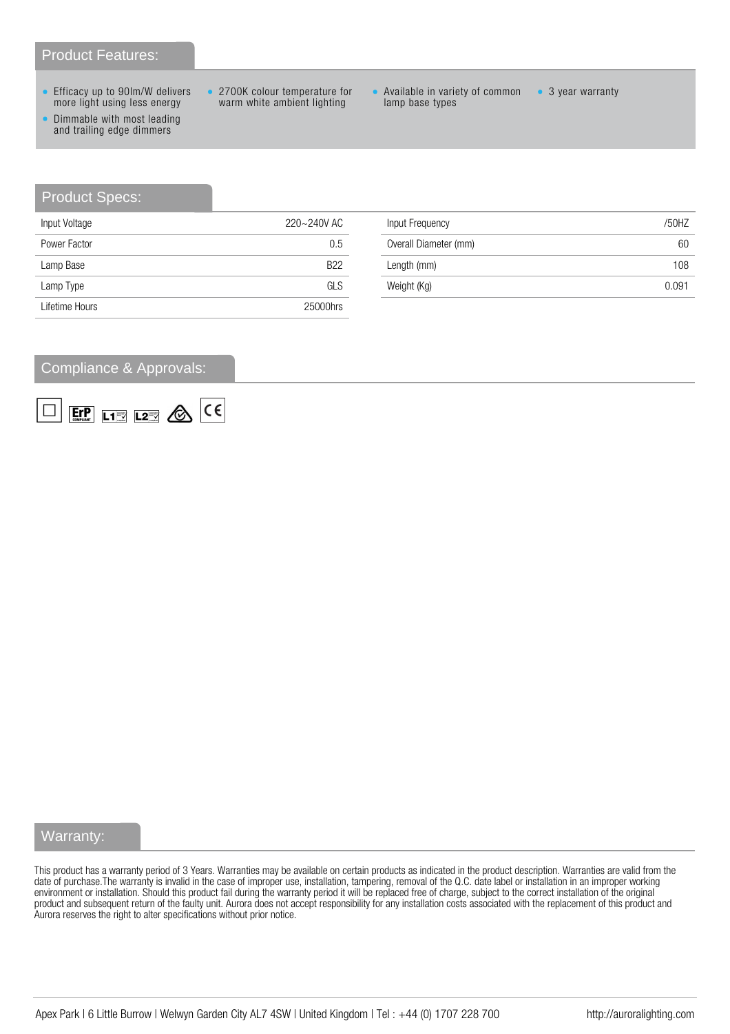## Product Features:

- Efficacy up to 90lm/W delivers more light using less energy
- Dimmable with most leading and trailing edge dimmers
- 2700K colour temperature for warm white ambient lighting
- Available in variety of common lamp base types
- 3 year warranty

## Product Specs:

| | | | |
|---|---|---|---|
| Input Voltage | 220~240V AC | Input Frequency | /50HZ |
| Power Factor | 0.5 | Overall Diameter (mm) | 60 |
| Lamp Base | B22 | Length (mm) | 108 |
| Lamp Type | GLS | Weight (Kg) | 0.091 |
| Lifetime Hours | 25000hrs | | |

## Compliance & Approvals:

ErP COMPLIANT L1 L2 CE

## Warranty:

This product has a warranty period of 3 Years. Warranties may be available on certain products as indicated in the product description. Warranties are valid from the date of purchase.The warranty is invalid in the case of improper use, installation, tampering, removal of the Q.C. date label or installation in an improper working environment or installation. Should this product fail during the warranty period it will be replaced free of charge, subject to the correct installation of the original product and subsequent return of the faulty unit. Aurora does not accept responsibility for any installation costs associated with the replacement of this product and Aurora reserves the right to alter specifications without prior notice.

Apex Park | 6 Little Burrow | Welwyn Garden City AL7 4SW | United Kingdom | Tel : +44 (0) 1707 228 700 http://auroralighting.com